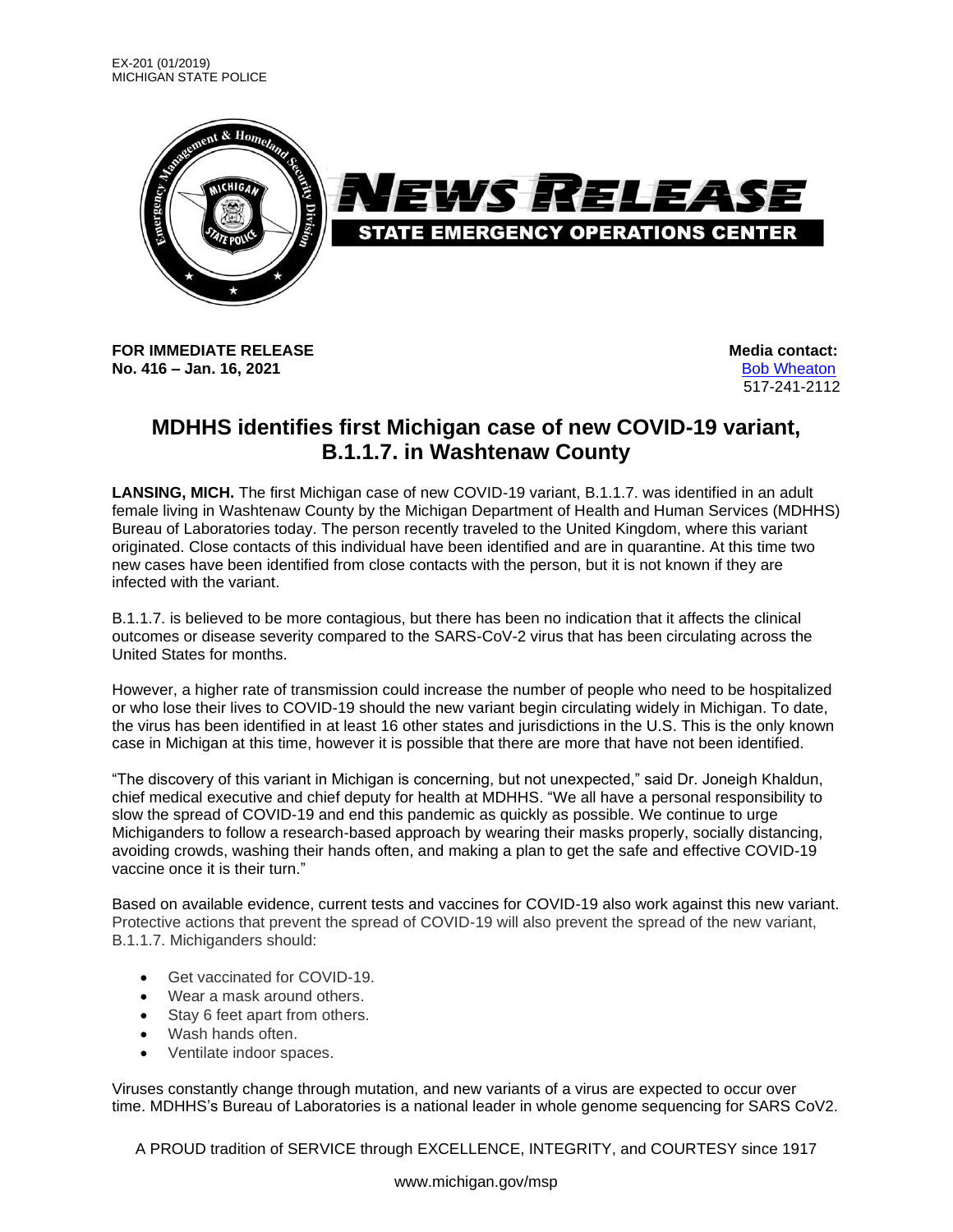EX-201 (01/2019)
MICHIGAN STATE POLICE

NEWS RELEASE

STATE EMERGENCY OPERATIONS CENTER

**FOR IMMEDIATE RELEASE**
**No. 416 – Jan. 16, 2021**

**Media contact:**
Bob Wheaton
517-241-2112

# MDHHS identifies first Michigan case of new COVID-19 variant, B.1.1.7. in Washtenaw County

**LANSING, MICH.** The first Michigan case of new COVID-19 variant, B.1.1.7. was identified in an adult female living in Washtenaw County by the Michigan Department of Health and Human Services (MDHHS) Bureau of Laboratories today. The person recently traveled to the United Kingdom, where this variant originated. Close contacts of this individual have been identified and are in quarantine. At this time two new cases have been identified from close contacts with the person, but it is not known if they are infected with the variant.

B.1.1.7. is believed to be more contagious, but there has been no indication that it affects the clinical outcomes or disease severity compared to the SARS-CoV-2 virus that has been circulating across the United States for months.

However, a higher rate of transmission could increase the number of people who need to be hospitalized or who lose their lives to COVID-19 should the new variant begin circulating widely in Michigan. To date, the virus has been identified in at least 16 other states and jurisdictions in the U.S. This is the only known case in Michigan at this time, however it is possible that there are more that have not been identified.

"The discovery of this variant in Michigan is concerning, but not unexpected," said Dr. Joneigh Khaldun, chief medical executive and chief deputy for health at MDHHS. "We all have a personal responsibility to slow the spread of COVID-19 and end this pandemic as quickly as possible. We continue to urge Michiganders to follow a research-based approach by wearing their masks properly, socially distancing, avoiding crowds, washing their hands often, and making a plan to get the safe and effective COVID-19 vaccine once it is their turn."

Based on available evidence, current tests and vaccines for COVID-19 also work against this new variant. Protective actions that prevent the spread of COVID-19 will also prevent the spread of the new variant, B.1.1.7. Michiganders should:

- Get vaccinated for COVID-19.
- Wear a mask around others.
- Stay 6 feet apart from others.
- Wash hands often.
- Ventilate indoor spaces.

Viruses constantly change through mutation, and new variants of a virus are expected to occur over time. MDHHS's Bureau of Laboratories is a national leader in whole genome sequencing for SARS CoV2.

A PROUD tradition of SERVICE through EXCELLENCE, INTEGRITY, and COURTESY since 1917

www.michigan.gov/msp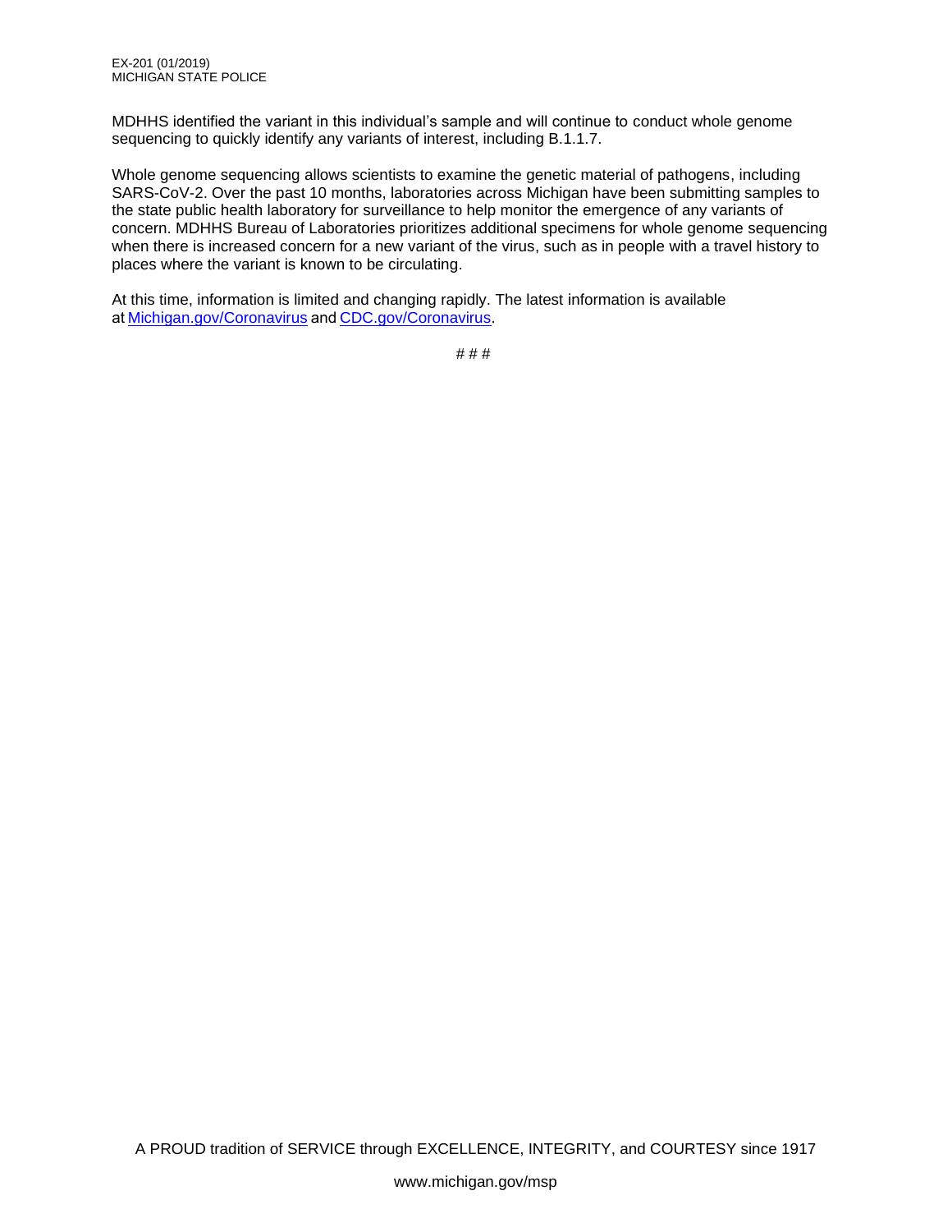MDHHS identified the variant in this individual's sample and will continue to conduct whole genome sequencing to quickly identify any variants of interest, including B.1.1.7.

Whole genome sequencing allows scientists to examine the genetic material of pathogens, including SARS-CoV-2. Over the past 10 months, laboratories across Michigan have been submitting samples to the state public health laboratory for surveillance to help monitor the emergence of any variants of concern. MDHHS Bureau of Laboratories prioritizes additional specimens for whole genome sequencing when there is increased concern for a new variant of the virus, such as in people with a travel history to places where the variant is known to be circulating.

At this time, information is limited and changing rapidly. The latest information is available at Michigan.gov/Coronavirus and CDC.gov/Coronavirus.

# # #